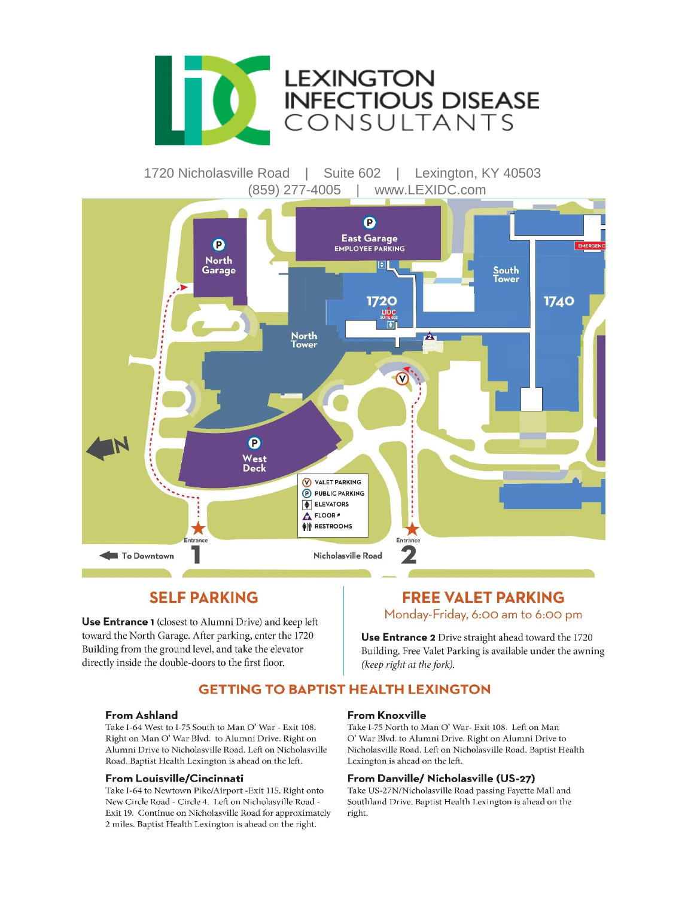# LEXINGTON INFECTIOUS DISEASE CONSULTANTS

1720 Nicholasville Road | Suite 602 | Lexington, KY 40503

(859) 277-4005 | www.LEXIDC.com

East Garage
EMPLOYEE PARKING

North Garage

South Tower

1720

LIDC
SUITE 602

1740

North Tower

West Deck

EMERGENCY

VALET PARKING
PUBLIC PARKING
ELEVATORS
FLOOR #
RESTROOMS

To Downtown

Entrance 1

Nicholasville Road

Entrance 2

## SELF PARKING

**Use Entrance 1** (closest to Alumni Drive) and keep left toward the North Garage. After parking, enter the 1720 Building from the ground level, and take the elevator directly inside the double-doors to the first floor.

## FREE VALET PARKING

Monday-Friday, 6:00 am to 6:00 pm

**Use Entrance 2** Drive straight ahead toward the 1720 Building. Free Valet Parking is available under the awning *(keep right at the fork).*

## GETTING TO BAPTIST HEALTH LEXINGTON

### From Ashland

Take I-64 West to I-75 South to Man O' War - Exit 108. Right on Man O' War Blvd. to Alumni Drive. Right on Alumni Drive to Nicholasville Road. Left on Nicholasville Road. Baptist Health Lexington is ahead on the left.

### From Louisville/Cincinnati

Take I-64 to Newtown Pike/Airport -Exit 115. Right onto New Circle Road - Circle 4. Left on Nicholasville Road - Exit 19. Continue on Nicholasville Road for approximately 2 miles. Baptist Health Lexington is ahead on the right.

### From Knoxville

Take I-75 North to Man O' War- Exit 108. Left on Man O' War Blvd. to Alumni Drive. Right on Alumni Drive to Nicholasville Road. Left on Nicholasville Road. Baptist Health Lexington is ahead on the left.

### From Danville/ Nicholasville (US-27)

Take US-27N/Nicholasville Road passing Fayette Mall and Southland Drive. Baptist Health Lexington is ahead on the right.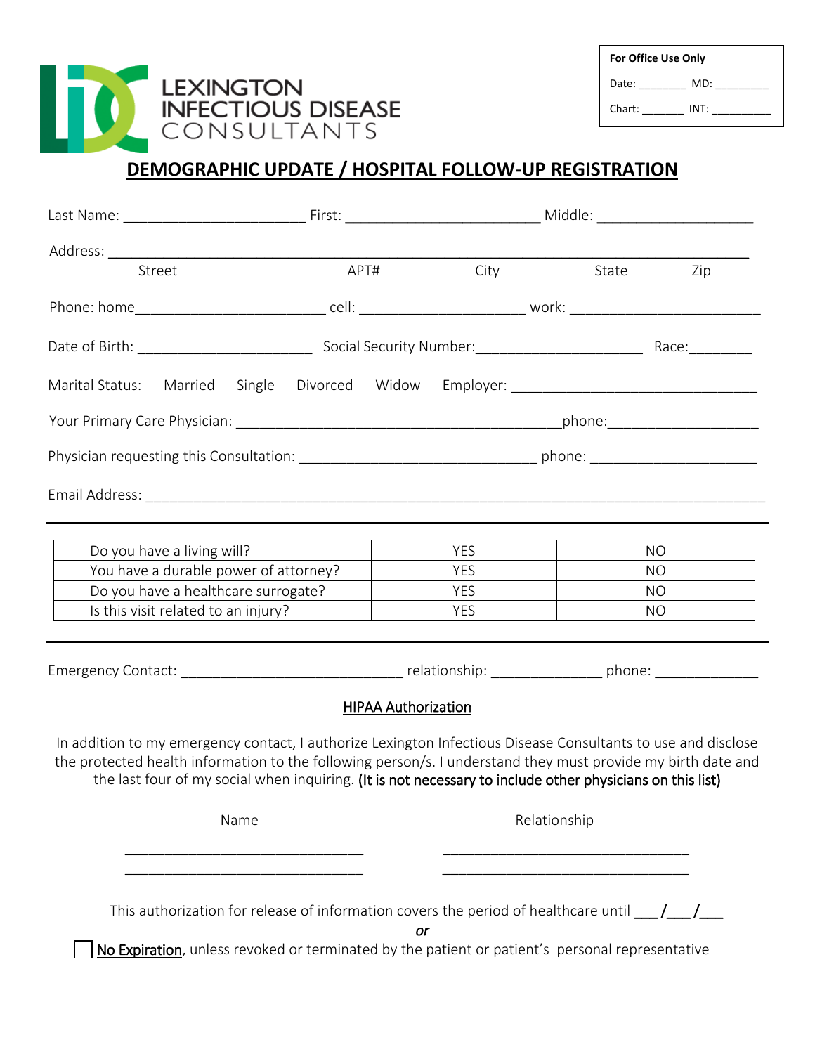LEXINGTON INFECTIOUS DISEASE CONSULTANTS

| For Office Use Only | |
|---|---|
| Date: ________ | MD: _________ |
| Chart: _______ | INT: __________ |

# DEMOGRAPHIC UPDATE / HOSPITAL FOLLOW-UP REGISTRATION

Last Name: ______________________ First: ________________________ Middle: ___________________

Address: ___________________________________________________________________________

Street APT# City State Zip

Phone: home_______________________ cell: ____________________ work: ________________________

Date of Birth: _____________________ Social Security Number:_____________________ Race:________

Marital Status: Married Single Divorced Widow Employer: _______________________________

Your Primary Care Physician: ________________________________________phone:___________________

Physician requesting this Consultation: _____________________________ phone: ____________________

Email Address: ____________________________________________________________________________

| | | |
|---|---|---|
| Do you have a living will? | YES | NO |
| You have a durable power of attorney? | YES | NO |
| Do you have a healthcare surrogate? | YES | NO |
| Is this visit related to an injury? | YES | NO |

Emergency Contact: ____________________________ relationship: ______________ phone: _____________

## HIPAA Authorization

In addition to my emergency contact, I authorize Lexington Infectious Disease Consultants to use and disclose the protected health information to the following person/s. I understand they must provide my birth date and the last four of my social when inquiring. **(It is not necessary to include other physicians on this list)**

| Name | Relationship |
|---|---|
| _______________________________ | ________________________________ |
| _______________________________ | ________________________________ |

This authorization for release of information covers the period of healthcare until ___/___/___

*or*

☐ No Expiration, unless revoked or terminated by the patient or patient's personal representative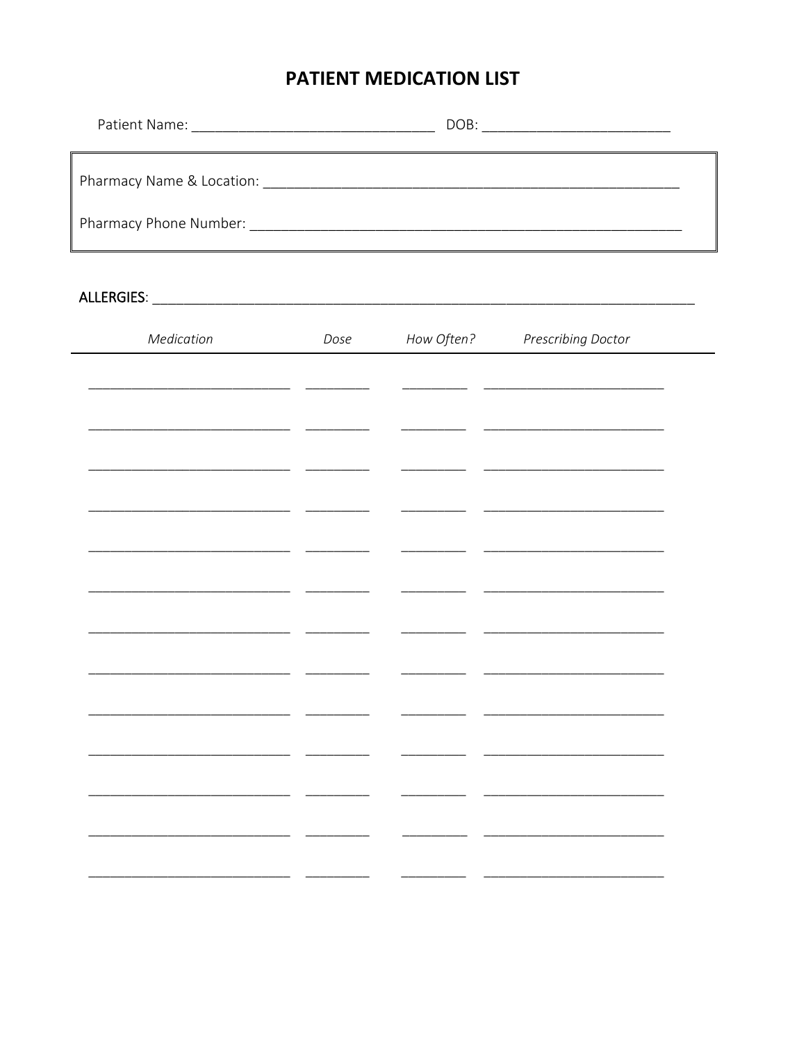# PATIENT MEDICATION LIST

Patient Name: _______________________________ DOB: ________________________

Pharmacy Name & Location: _____________________________________________________

Pharmacy Phone Number: ________________________________________________________

**ALLERGIES**: ______________________________________________________________________

| *Medication* | *Dose* | *How Often?* | *Prescribing Doctor* |
|---|---|---|---|
| | | | |
| | | | |
| | | | |
| | | | |
| | | | |
| | | | |
| | | | |
| | | | |
| | | | |
| | | | |
| | | | |
| | | | |
| | | | |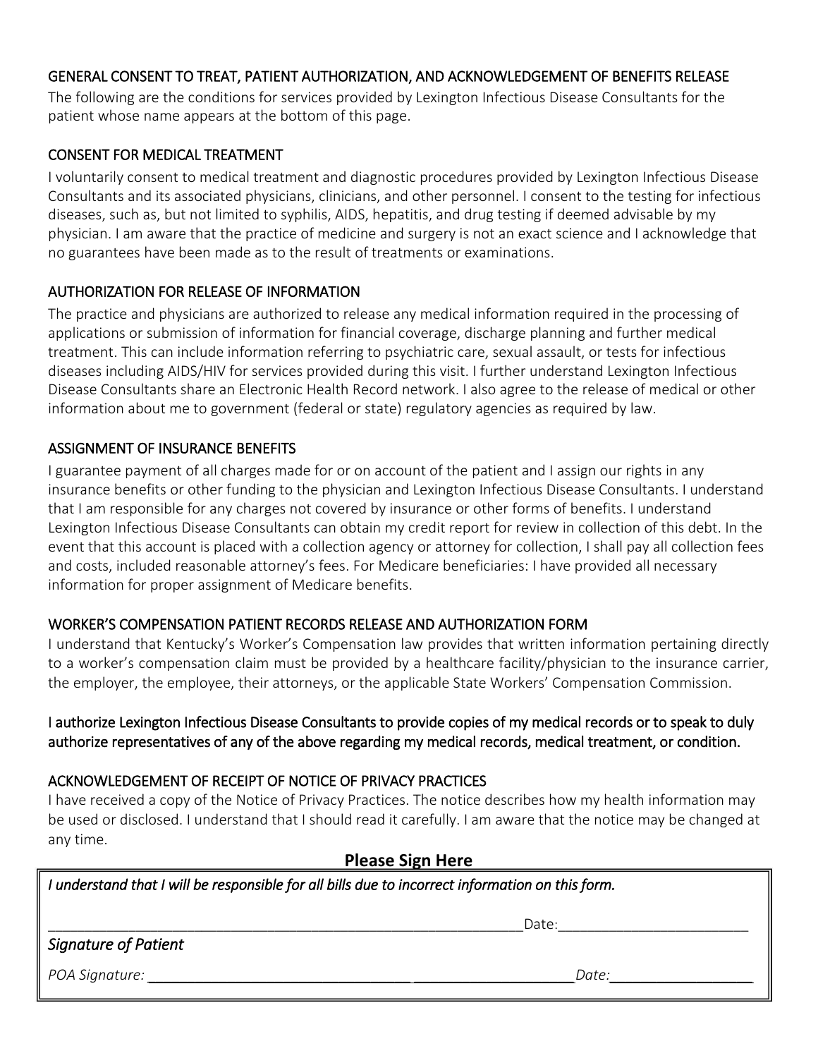## GENERAL CONSENT TO TREAT, PATIENT AUTHORIZATION, AND ACKNOWLEDGEMENT OF BENEFITS RELEASE

The following are the conditions for services provided by Lexington Infectious Disease Consultants for the patient whose name appears at the bottom of this page.

## CONSENT FOR MEDICAL TREATMENT

I voluntarily consent to medical treatment and diagnostic procedures provided by Lexington Infectious Disease Consultants and its associated physicians, clinicians, and other personnel. I consent to the testing for infectious diseases, such as, but not limited to syphilis, AIDS, hepatitis, and drug testing if deemed advisable by my physician. I am aware that the practice of medicine and surgery is not an exact science and I acknowledge that no guarantees have been made as to the result of treatments or examinations.

## AUTHORIZATION FOR RELEASE OF INFORMATION

The practice and physicians are authorized to release any medical information required in the processing of applications or submission of information for financial coverage, discharge planning and further medical treatment. This can include information referring to psychiatric care, sexual assault, or tests for infectious diseases including AIDS/HIV for services provided during this visit. I further understand Lexington Infectious Disease Consultants share an Electronic Health Record network. I also agree to the release of medical or other information about me to government (federal or state) regulatory agencies as required by law.

## ASSIGNMENT OF INSURANCE BENEFITS

I guarantee payment of all charges made for or on account of the patient and I assign our rights in any insurance benefits or other funding to the physician and Lexington Infectious Disease Consultants. I understand that I am responsible for any charges not covered by insurance or other forms of benefits. I understand Lexington Infectious Disease Consultants can obtain my credit report for review in collection of this debt. In the event that this account is placed with a collection agency or attorney for collection, I shall pay all collection fees and costs, included reasonable attorney's fees. For Medicare beneficiaries: I have provided all necessary information for proper assignment of Medicare benefits.

## WORKER'S COMPENSATION PATIENT RECORDS RELEASE AND AUTHORIZATION FORM

I understand that Kentucky's Worker's Compensation law provides that written information pertaining directly to a worker's compensation claim must be provided by a healthcare facility/physician to the insurance carrier, the employer, the employee, their attorneys, or the applicable State Workers' Compensation Commission.

**I authorize Lexington Infectious Disease Consultants to provide copies of my medical records or to speak to duly authorize representatives of any of the above regarding my medical records, medical treatment, or condition.**

## ACKNOWLEDGEMENT OF RECEIPT OF NOTICE OF PRIVACY PRACTICES

I have received a copy of the Notice of Privacy Practices. The notice describes how my health information may be used or disclosed. I understand that I should read it carefully. I am aware that the notice may be changed at any time.

**Please Sign Here**

*I understand that I will be responsible for all bills due to incorrect information on this form.*

_______________________________________________________________ Date:_________________________

*Signature of Patient*

*POA Signature:* ______________________________________________________ *Date:*___________________